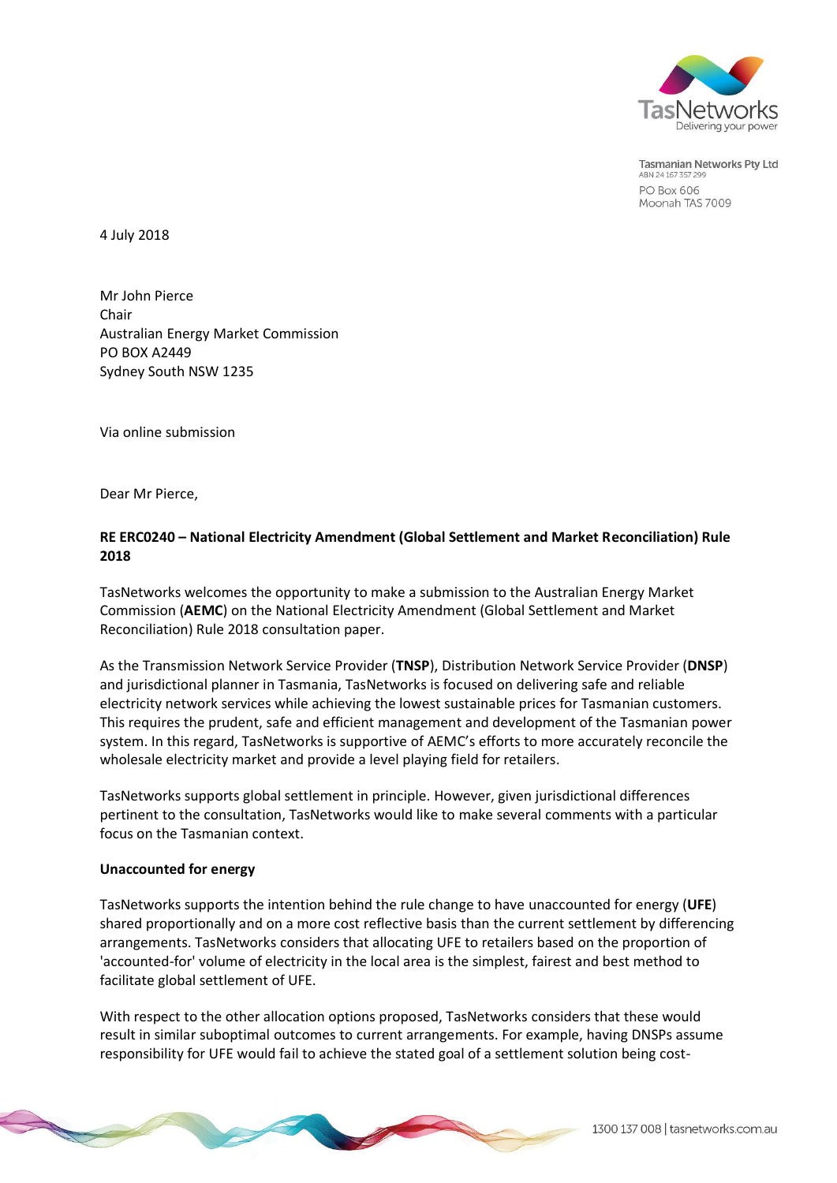Tasmanian Networks Pty Ltd
ABN 24 167 357 299
PO Box 606
Moonah TAS 7009

4 July 2018

Mr John Pierce
Chair
Australian Energy Market Commission
PO BOX A2449
Sydney South NSW 1235

Via online submission

Dear Mr Pierce,

**RE ERC0240 – National Electricity Amendment (Global Settlement and Market Reconciliation) Rule 2018**

TasNetworks welcomes the opportunity to make a submission to the Australian Energy Market Commission (**AEMC**) on the National Electricity Amendment (Global Settlement and Market Reconciliation) Rule 2018 consultation paper.

As the Transmission Network Service Provider (**TNSP**), Distribution Network Service Provider (**DNSP**) and jurisdictional planner in Tasmania, TasNetworks is focused on delivering safe and reliable electricity network services while achieving the lowest sustainable prices for Tasmanian customers. This requires the prudent, safe and efficient management and development of the Tasmanian power system. In this regard, TasNetworks is supportive of AEMC's efforts to more accurately reconcile the wholesale electricity market and provide a level playing field for retailers.

TasNetworks supports global settlement in principle. However, given jurisdictional differences pertinent to the consultation, TasNetworks would like to make several comments with a particular focus on the Tasmanian context.

**Unaccounted for energy**

TasNetworks supports the intention behind the rule change to have unaccounted for energy (**UFE**) shared proportionally and on a more cost reflective basis than the current settlement by differencing arrangements. TasNetworks considers that allocating UFE to retailers based on the proportion of 'accounted-for' volume of electricity in the local area is the simplest, fairest and best method to facilitate global settlement of UFE.

With respect to the other allocation options proposed, TasNetworks considers that these would result in similar suboptimal outcomes to current arrangements. For example, having DNSPs assume responsibility for UFE would fail to achieve the stated goal of a settlement solution being cost-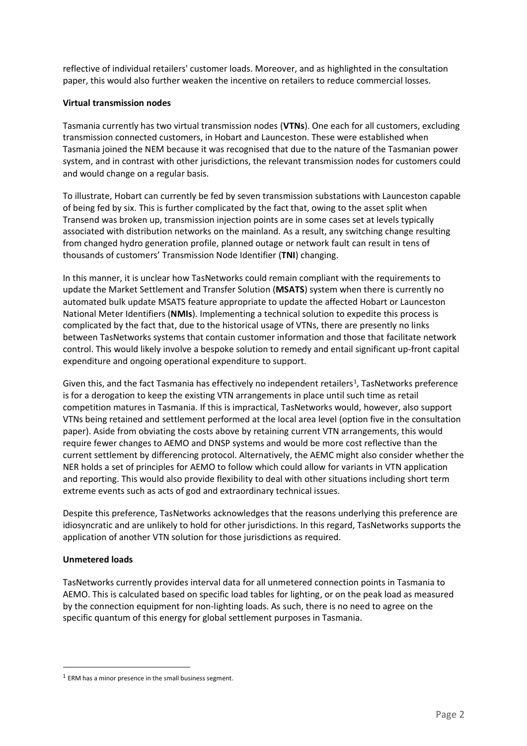reflective of individual retailers' customer loads. Moreover, and as highlighted in the consultation paper, this would also further weaken the incentive on retailers to reduce commercial losses.

**Virtual transmission nodes**

Tasmania currently has two virtual transmission nodes (**VTNs**). One each for all customers, excluding transmission connected customers, in Hobart and Launceston. These were established when Tasmania joined the NEM because it was recognised that due to the nature of the Tasmanian power system, and in contrast with other jurisdictions, the relevant transmission nodes for customers could and would change on a regular basis.

To illustrate, Hobart can currently be fed by seven transmission substations with Launceston capable of being fed by six. This is further complicated by the fact that, owing to the asset split when Transend was broken up, transmission injection points are in some cases set at levels typically associated with distribution networks on the mainland. As a result, any switching change resulting from changed hydro generation profile, planned outage or network fault can result in tens of thousands of customers' Transmission Node Identifier (**TNI**) changing.

In this manner, it is unclear how TasNetworks could remain compliant with the requirements to update the Market Settlement and Transfer Solution (**MSATS**) system when there is currently no automated bulk update MSATS feature appropriate to update the affected Hobart or Launceston National Meter Identifiers (**NMIs**). Implementing a technical solution to expedite this process is complicated by the fact that, due to the historical usage of VTNs, there are presently no links between TasNetworks systems that contain customer information and those that facilitate network control. This would likely involve a bespoke solution to remedy and entail significant up-front capital expenditure and ongoing operational expenditure to support.

Given this, and the fact Tasmania has effectively no independent retailers[1], TasNetworks preference is for a derogation to keep the existing VTN arrangements in place until such time as retail competition matures in Tasmania. If this is impractical, TasNetworks would, however, also support VTNs being retained and settlement performed at the local area level (option five in the consultation paper). Aside from obviating the costs above by retaining current VTN arrangements, this would require fewer changes to AEMO and DNSP systems and would be more cost reflective than the current settlement by differencing protocol. Alternatively, the AEMC might also consider whether the NER holds a set of principles for AEMO to follow which could allow for variants in VTN application and reporting. This would also provide flexibility to deal with other situations including short term extreme events such as acts of god and extraordinary technical issues.

Despite this preference, TasNetworks acknowledges that the reasons underlying this preference are idiosyncratic and are unlikely to hold for other jurisdictions. In this regard, TasNetworks supports the application of another VTN solution for those jurisdictions as required.

**Unmetered loads**

TasNetworks currently provides interval data for all unmetered connection points in Tasmania to AEMO. This is calculated based on specific load tables for lighting, or on the peak load as measured by the connection equipment for non-lighting loads. As such, there is no need to agree on the specific quantum of this energy for global settlement purposes in Tasmania.

[1] ERM has a minor presence in the small business segment.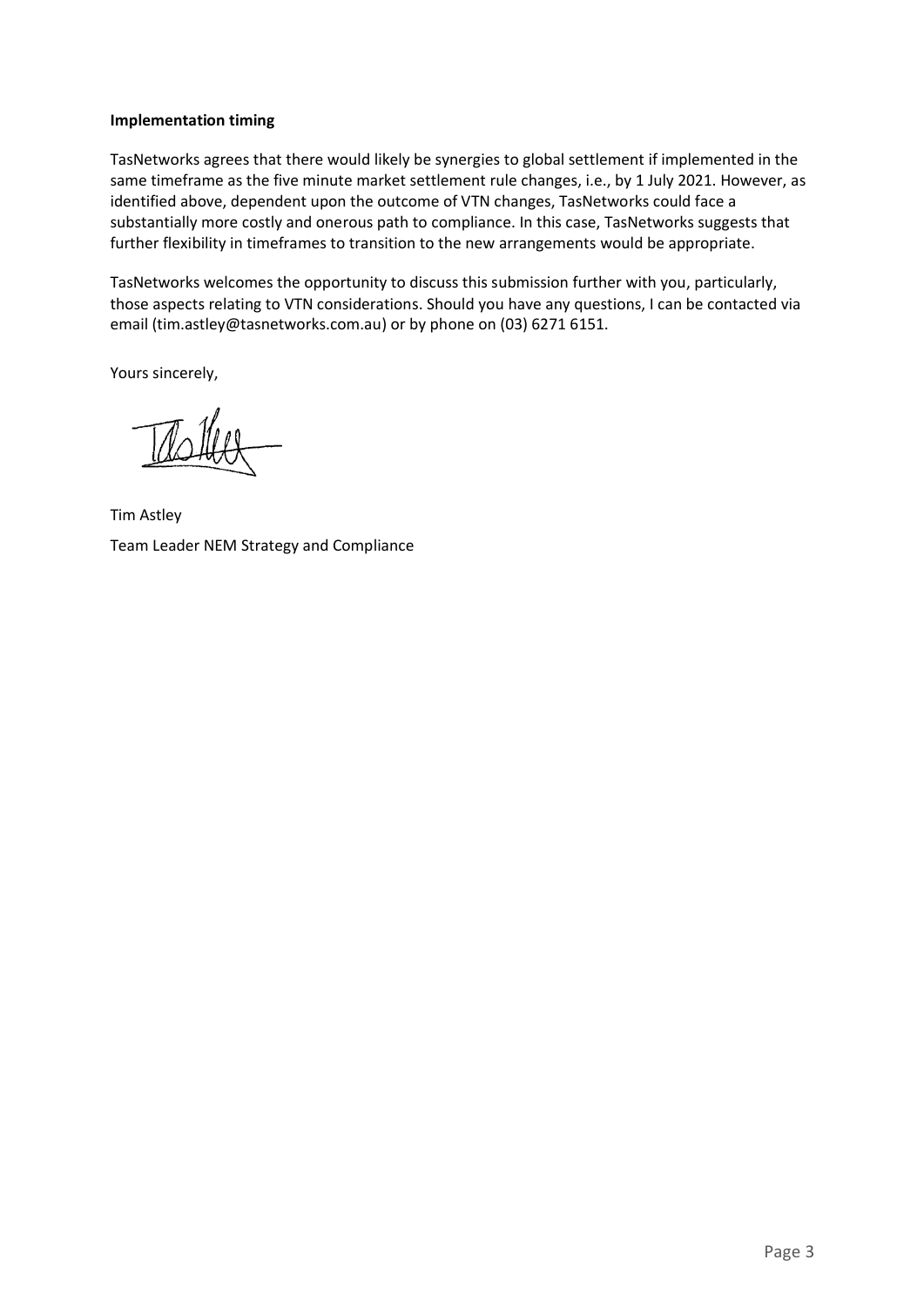**Implementation timing**

TasNetworks agrees that there would likely be synergies to global settlement if implemented in the same timeframe as the five minute market settlement rule changes, i.e., by 1 July 2021. However, as identified above, dependent upon the outcome of VTN changes, TasNetworks could face a substantially more costly and onerous path to compliance. In this case, TasNetworks suggests that further flexibility in timeframes to transition to the new arrangements would be appropriate.

TasNetworks welcomes the opportunity to discuss this submission further with you, particularly, those aspects relating to VTN considerations. Should you have any questions, I can be contacted via email (tim.astley@tasnetworks.com.au) or by phone on (03) 6271 6151.

Yours sincerely,

Tim Astley

Team Leader NEM Strategy and Compliance